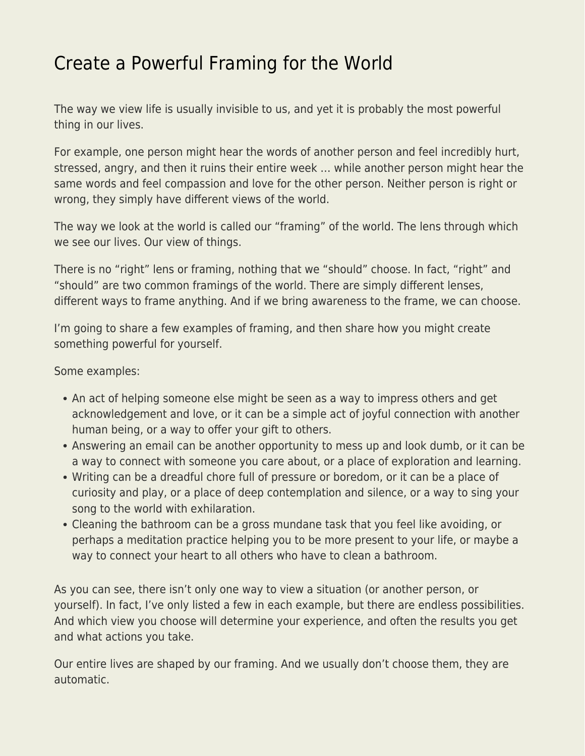# Create a Powerful Framing for the World

The way we view life is usually invisible to us, and yet it is probably the most powerful thing in our lives.

For example, one person might hear the words of another person and feel incredibly hurt, stressed, angry, and then it ruins their entire week … while another person might hear the same words and feel compassion and love for the other person. Neither person is right or wrong, they simply have different views of the world.

The way we look at the world is called our "framing" of the world. The lens through which we see our lives. Our view of things.

There is no "right" lens or framing, nothing that we "should" choose. In fact, "right" and "should" are two common framings of the world. There are simply different lenses, different ways to frame anything. And if we bring awareness to the frame, we can choose.

I'm going to share a few examples of framing, and then share how you might create something powerful for yourself.

Some examples:

- An act of helping someone else might be seen as a way to impress others and get acknowledgement and love, or it can be a simple act of joyful connection with another human being, or a way to offer your gift to others.
- Answering an email can be another opportunity to mess up and look dumb, or it can be a way to connect with someone you care about, or a place of exploration and learning.
- Writing can be a dreadful chore full of pressure or boredom, or it can be a place of curiosity and play, or a place of deep contemplation and silence, or a way to sing your song to the world with exhilaration.
- Cleaning the bathroom can be a gross mundane task that you feel like avoiding, or perhaps a meditation practice helping you to be more present to your life, or maybe a way to connect your heart to all others who have to clean a bathroom.

As you can see, there isn't only one way to view a situation (or another person, or yourself). In fact, I've only listed a few in each example, but there are endless possibilities. And which view you choose will determine your experience, and often the results you get and what actions you take.

Our entire lives are shaped by our framing. And we usually don't choose them, they are automatic.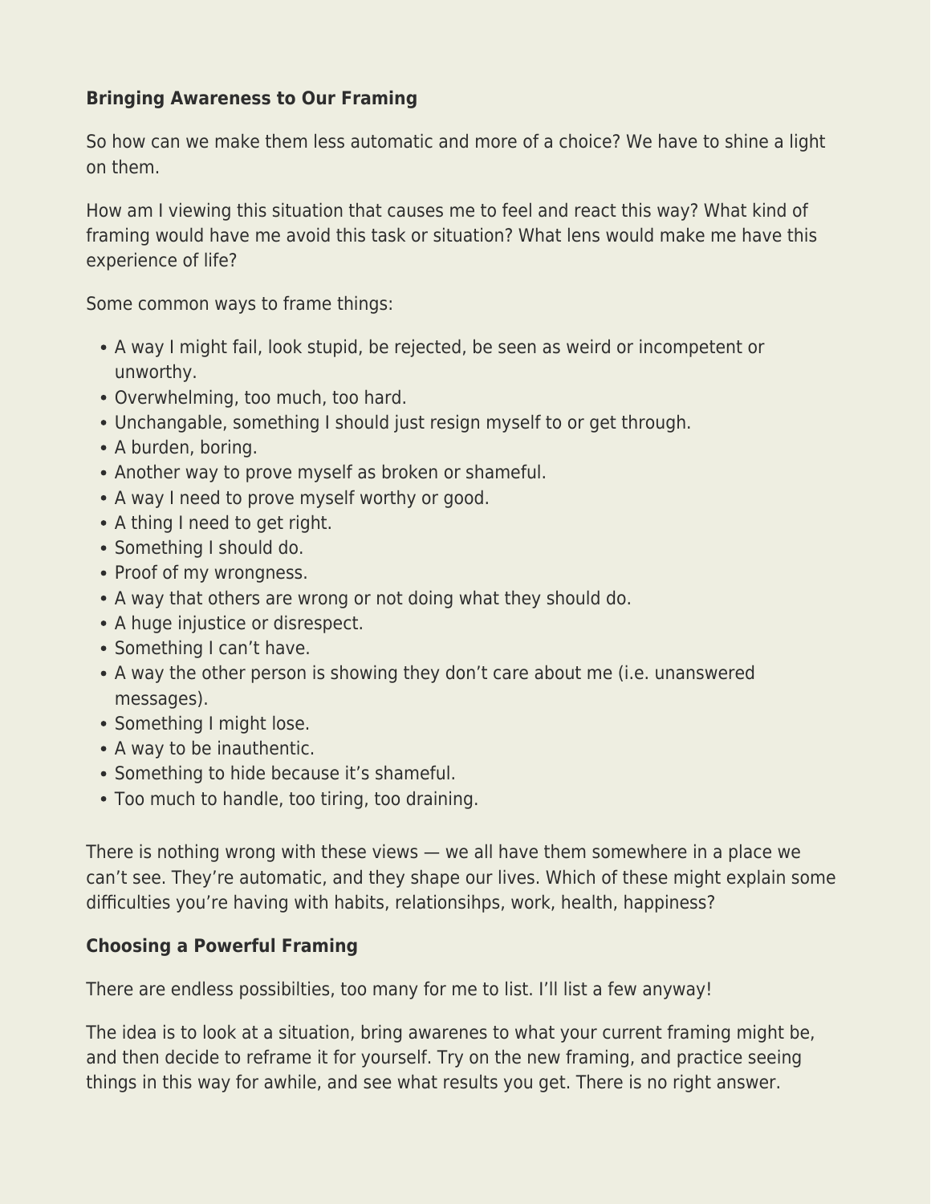**Bringing Awareness to Our Framing**

So how can we make them less automatic and more of a choice? We have to shine a light on them.

How am I viewing this situation that causes me to feel and react this way? What kind of framing would have me avoid this task or situation? What lens would make me have this experience of life?

Some common ways to frame things:

- A way I might fail, look stupid, be rejected, be seen as weird or incompetent or unworthy.
- Overwhelming, too much, too hard.
- Unchangable, something I should just resign myself to or get through.
- A burden, boring.
- Another way to prove myself as broken or shameful.
- A way I need to prove myself worthy or good.
- A thing I need to get right.
- Something I should do.
- Proof of my wrongness.
- A way that others are wrong or not doing what they should do.
- A huge injustice or disrespect.
- Something I can't have.
- A way the other person is showing they don't care about me (i.e. unanswered messages).
- Something I might lose.
- A way to be inauthentic.
- Something to hide because it's shameful.
- Too much to handle, too tiring, too draining.

There is nothing wrong with these views — we all have them somewhere in a place we can't see. They're automatic, and they shape our lives. Which of these might explain some difficulties you're having with habits, relationsihps, work, health, happiness?

**Choosing a Powerful Framing**

There are endless possibilties, too many for me to list. I'll list a few anyway!

The idea is to look at a situation, bring awarenes to what your current framing might be, and then decide to reframe it for yourself. Try on the new framing, and practice seeing things in this way for awhile, and see what results you get. There is no right answer.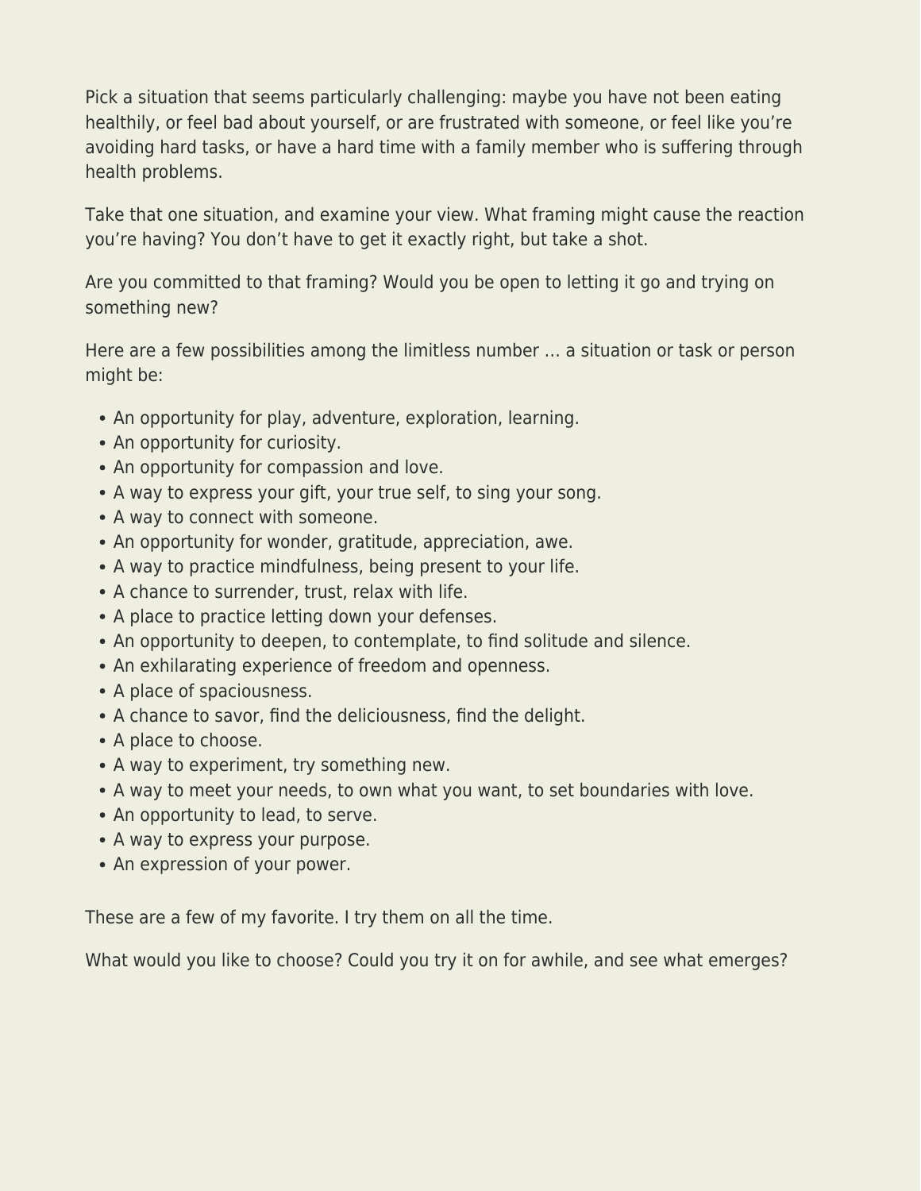Pick a situation that seems particularly challenging: maybe you have not been eating healthily, or feel bad about yourself, or are frustrated with someone, or feel like you're avoiding hard tasks, or have a hard time with a family member who is suffering through health problems.

Take that one situation, and examine your view. What framing might cause the reaction you're having? You don't have to get it exactly right, but take a shot.

Are you committed to that framing? Would you be open to letting it go and trying on something new?

Here are a few possibilities among the limitless number … a situation or task or person might be:

- An opportunity for play, adventure, exploration, learning.
- An opportunity for curiosity.
- An opportunity for compassion and love.
- A way to express your gift, your true self, to sing your song.
- A way to connect with someone.
- An opportunity for wonder, gratitude, appreciation, awe.
- A way to practice mindfulness, being present to your life.
- A chance to surrender, trust, relax with life.
- A place to practice letting down your defenses.
- An opportunity to deepen, to contemplate, to find solitude and silence.
- An exhilarating experience of freedom and openness.
- A place of spaciousness.
- A chance to savor, find the deliciousness, find the delight.
- A place to choose.
- A way to experiment, try something new.
- A way to meet your needs, to own what you want, to set boundaries with love.
- An opportunity to lead, to serve.
- A way to express your purpose.
- An expression of your power.

These are a few of my favorite. I try them on all the time.

What would you like to choose? Could you try it on for awhile, and see what emerges?